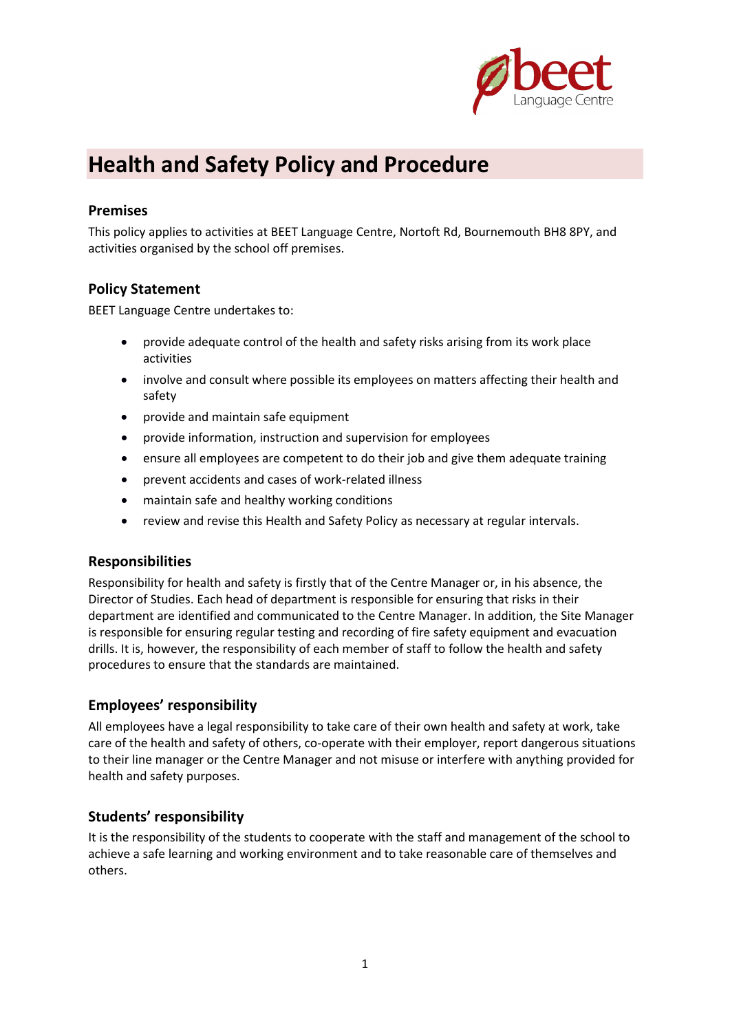# Health and Safety Policy and Procedure

## Premises

This policy applies to activities at BEET Language Centre, Nortoft Rd, Bournemouth BH8 8PY, and activities organised by the school off premises.

## Policy Statement

BEET Language Centre undertakes to:

- provide adequate control of the health and safety risks arising from its work place activities
- involve and consult where possible its employees on matters affecting their health and safety
- provide and maintain safe equipment
- provide information, instruction and supervision for employees
- ensure all employees are competent to do their job and give them adequate training
- prevent accidents and cases of work-related illness
- maintain safe and healthy working conditions
- review and revise this Health and Safety Policy as necessary at regular intervals.

## Responsibilities

Responsibility for health and safety is firstly that of the Centre Manager or, in his absence, the Director of Studies. Each head of department is responsible for ensuring that risks in their department are identified and communicated to the Centre Manager. In addition, the Site Manager is responsible for ensuring regular testing and recording of fire safety equipment and evacuation drills. It is, however, the responsibility of each member of staff to follow the health and safety procedures to ensure that the standards are maintained.

## Employees' responsibility

All employees have a legal responsibility to take care of their own health and safety at work, take care of the health and safety of others, co-operate with their employer, report dangerous situations to their line manager or the Centre Manager and not misuse or interfere with anything provided for health and safety purposes.

## Students' responsibility

It is the responsibility of the students to cooperate with the staff and management of the school to achieve a safe learning and working environment and to take reasonable care of themselves and others.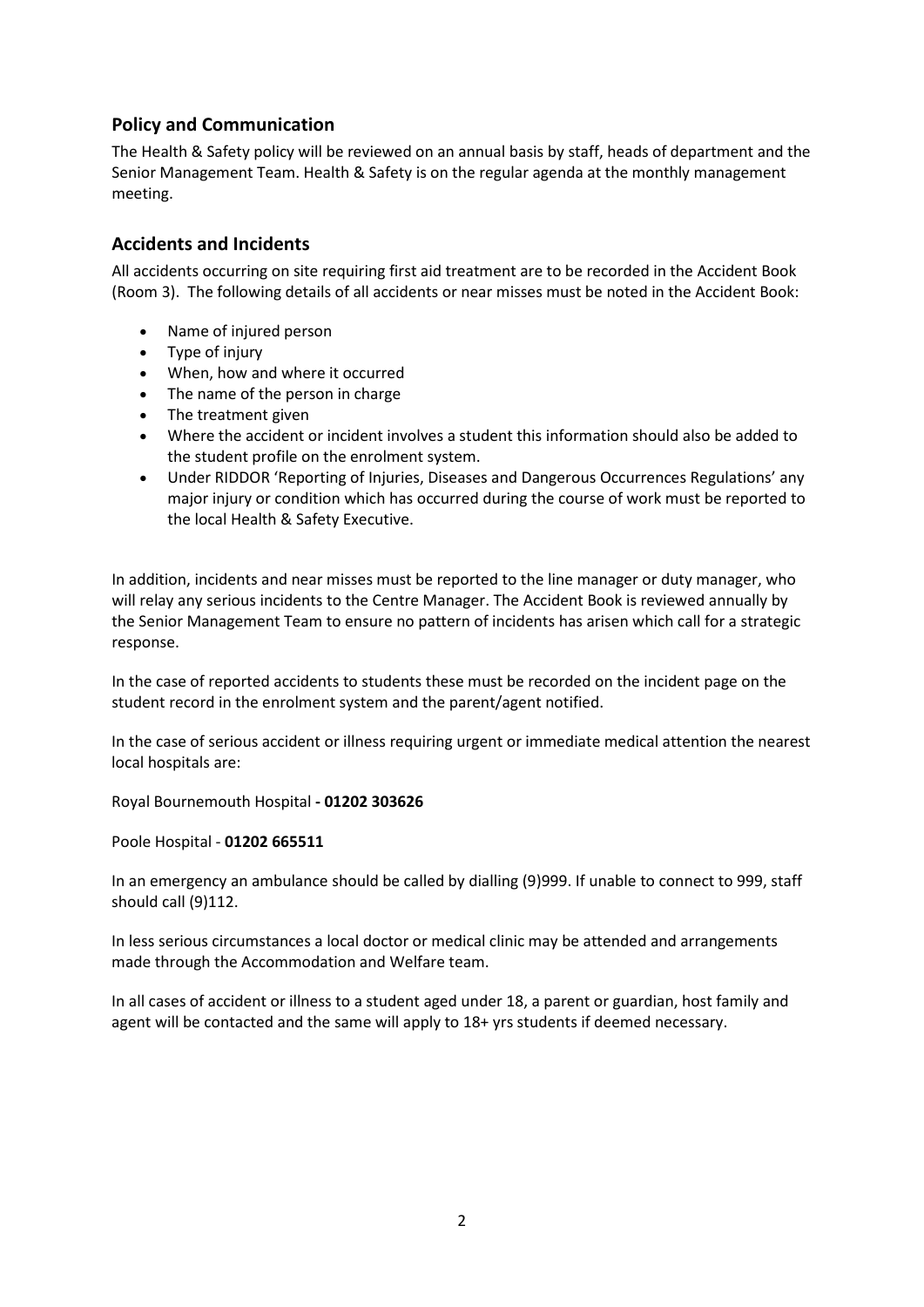## Policy and Communication

The Health & Safety policy will be reviewed on an annual basis by staff, heads of department and the Senior Management Team. Health & Safety is on the regular agenda at the monthly management meeting.

## Accidents and Incidents

All accidents occurring on site requiring first aid treatment are to be recorded in the Accident Book (Room 3). The following details of all accidents or near misses must be noted in the Accident Book:

- Name of injured person
- Type of injury
- When, how and where it occurred
- The name of the person in charge
- The treatment given
- Where the accident or incident involves a student this information should also be added to the student profile on the enrolment system.
- Under RIDDOR 'Reporting of Injuries, Diseases and Dangerous Occurrences Regulations' any major injury or condition which has occurred during the course of work must be reported to the local Health & Safety Executive.

In addition, incidents and near misses must be reported to the line manager or duty manager, who will relay any serious incidents to the Centre Manager. The Accident Book is reviewed annually by the Senior Management Team to ensure no pattern of incidents has arisen which call for a strategic response.

In the case of reported accidents to students these must be recorded on the incident page on the student record in the enrolment system and the parent/agent notified.

In the case of serious accident or illness requiring urgent or immediate medical attention the nearest local hospitals are:

Royal Bournemouth Hospital **- 01202 303626**

Poole Hospital - **01202 665511**

In an emergency an ambulance should be called by dialling (9)999. If unable to connect to 999, staff should call (9)112.

In less serious circumstances a local doctor or medical clinic may be attended and arrangements made through the Accommodation and Welfare team.

In all cases of accident or illness to a student aged under 18, a parent or guardian, host family and agent will be contacted and the same will apply to 18+ yrs students if deemed necessary.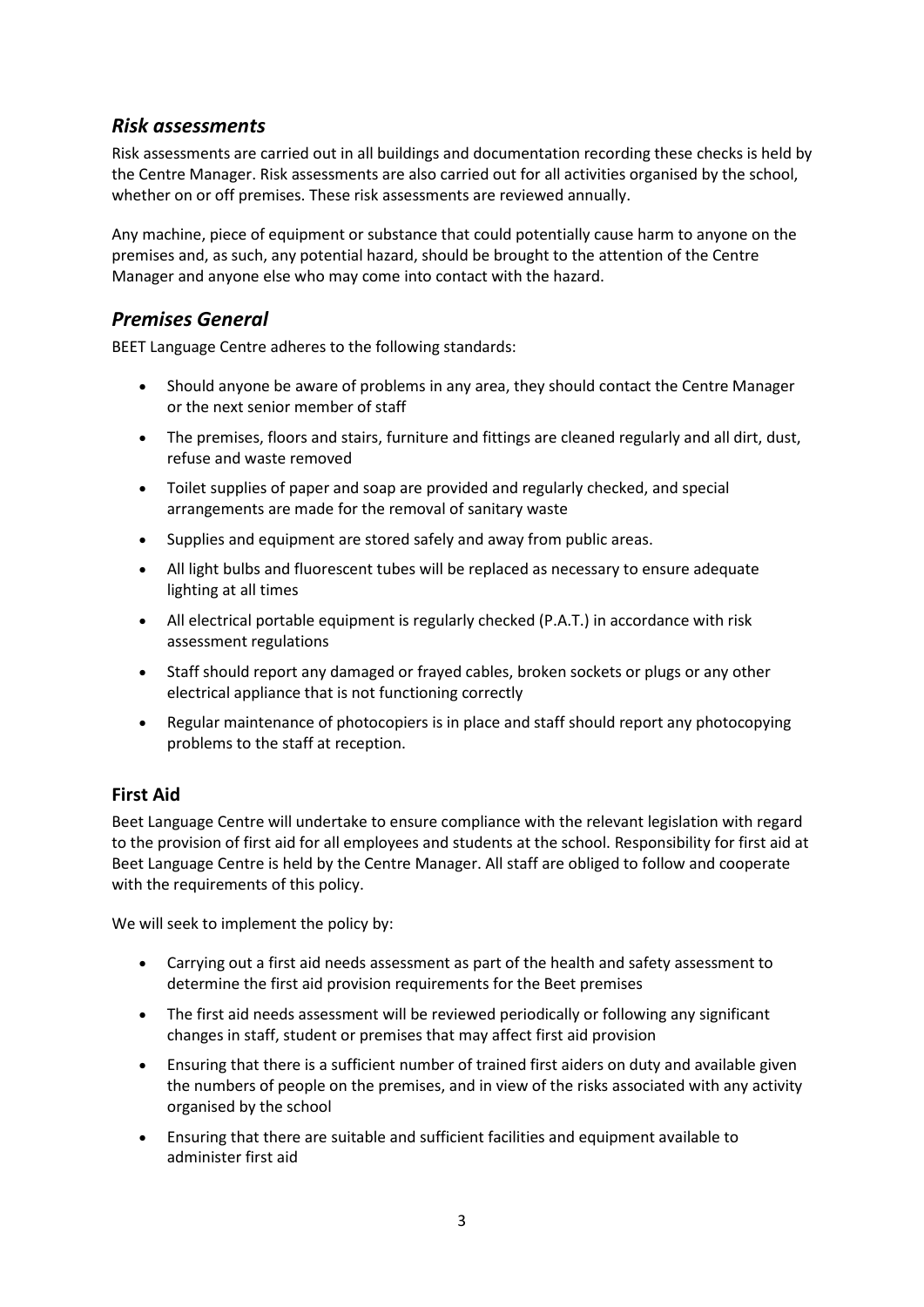## *Risk assessments*

Risk assessments are carried out in all buildings and documentation recording these checks is held by the Centre Manager. Risk assessments are also carried out for all activities organised by the school, whether on or off premises. These risk assessments are reviewed annually.

Any machine, piece of equipment or substance that could potentially cause harm to anyone on the premises and, as such, any potential hazard, should be brought to the attention of the Centre Manager and anyone else who may come into contact with the hazard.

## *Premises General*

BEET Language Centre adheres to the following standards:

- Should anyone be aware of problems in any area, they should contact the Centre Manager or the next senior member of staff
- The premises, floors and stairs, furniture and fittings are cleaned regularly and all dirt, dust, refuse and waste removed
- Toilet supplies of paper and soap are provided and regularly checked, and special arrangements are made for the removal of sanitary waste
- Supplies and equipment are stored safely and away from public areas.
- All light bulbs and fluorescent tubes will be replaced as necessary to ensure adequate lighting at all times
- All electrical portable equipment is regularly checked (P.A.T.) in accordance with risk assessment regulations
- Staff should report any damaged or frayed cables, broken sockets or plugs or any other electrical appliance that is not functioning correctly
- Regular maintenance of photocopiers is in place and staff should report any photocopying problems to the staff at reception.

### First Aid

Beet Language Centre will undertake to ensure compliance with the relevant legislation with regard to the provision of first aid for all employees and students at the school. Responsibility for first aid at Beet Language Centre is held by the Centre Manager. All staff are obliged to follow and cooperate with the requirements of this policy.

We will seek to implement the policy by:

- Carrying out a first aid needs assessment as part of the health and safety assessment to determine the first aid provision requirements for the Beet premises
- The first aid needs assessment will be reviewed periodically or following any significant changes in staff, student or premises that may affect first aid provision
- Ensuring that there is a sufficient number of trained first aiders on duty and available given the numbers of people on the premises, and in view of the risks associated with any activity organised by the school
- Ensuring that there are suitable and sufficient facilities and equipment available to administer first aid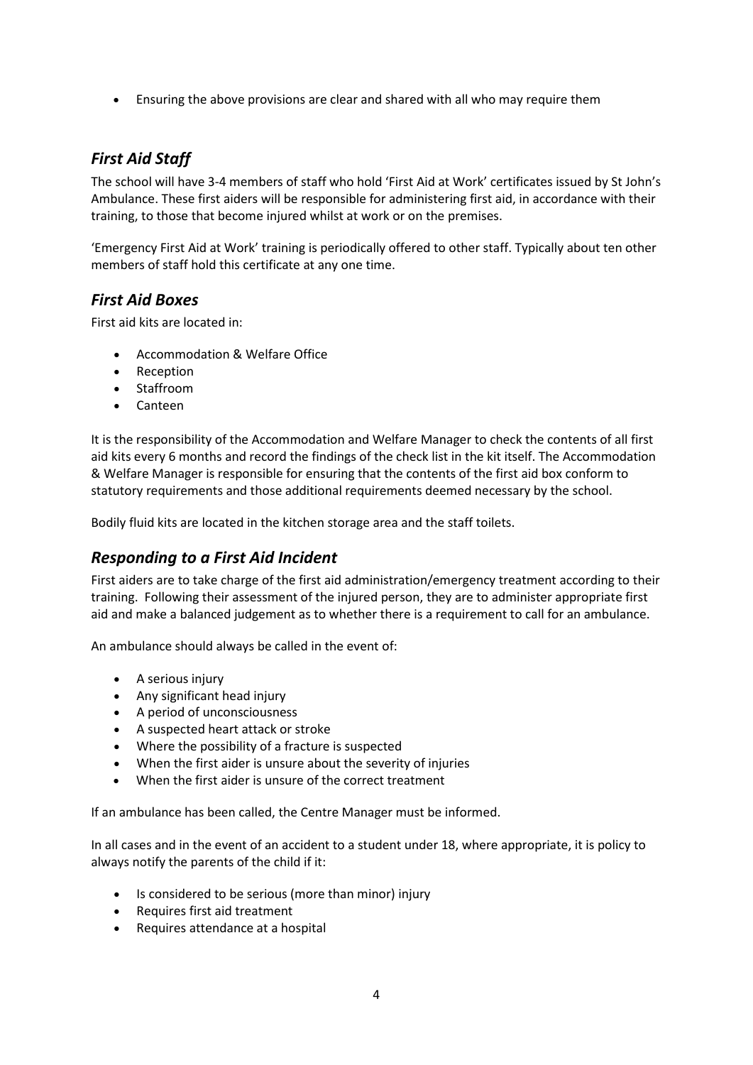- Ensuring the above provisions are clear and shared with all who may require them

## *First Aid Staff*

The school will have 3-4 members of staff who hold 'First Aid at Work' certificates issued by St John's Ambulance. These first aiders will be responsible for administering first aid, in accordance with their training, to those that become injured whilst at work or on the premises.

'Emergency First Aid at Work' training is periodically offered to other staff. Typically about ten other members of staff hold this certificate at any one time.

## *First Aid Boxes*

First aid kits are located in:

- Accommodation & Welfare Office
- Reception
- Staffroom
- Canteen

It is the responsibility of the Accommodation and Welfare Manager to check the contents of all first aid kits every 6 months and record the findings of the check list in the kit itself. The Accommodation & Welfare Manager is responsible for ensuring that the contents of the first aid box conform to statutory requirements and those additional requirements deemed necessary by the school.

Bodily fluid kits are located in the kitchen storage area and the staff toilets.

## *Responding to a First Aid Incident*

First aiders are to take charge of the first aid administration/emergency treatment according to their training. Following their assessment of the injured person, they are to administer appropriate first aid and make a balanced judgement as to whether there is a requirement to call for an ambulance.

An ambulance should always be called in the event of:

- A serious injury
- Any significant head injury
- A period of unconsciousness
- A suspected heart attack or stroke
- Where the possibility of a fracture is suspected
- When the first aider is unsure about the severity of injuries
- When the first aider is unsure of the correct treatment

If an ambulance has been called, the Centre Manager must be informed.

In all cases and in the event of an accident to a student under 18, where appropriate, it is policy to always notify the parents of the child if it:

- Is considered to be serious (more than minor) injury
- Requires first aid treatment
- Requires attendance at a hospital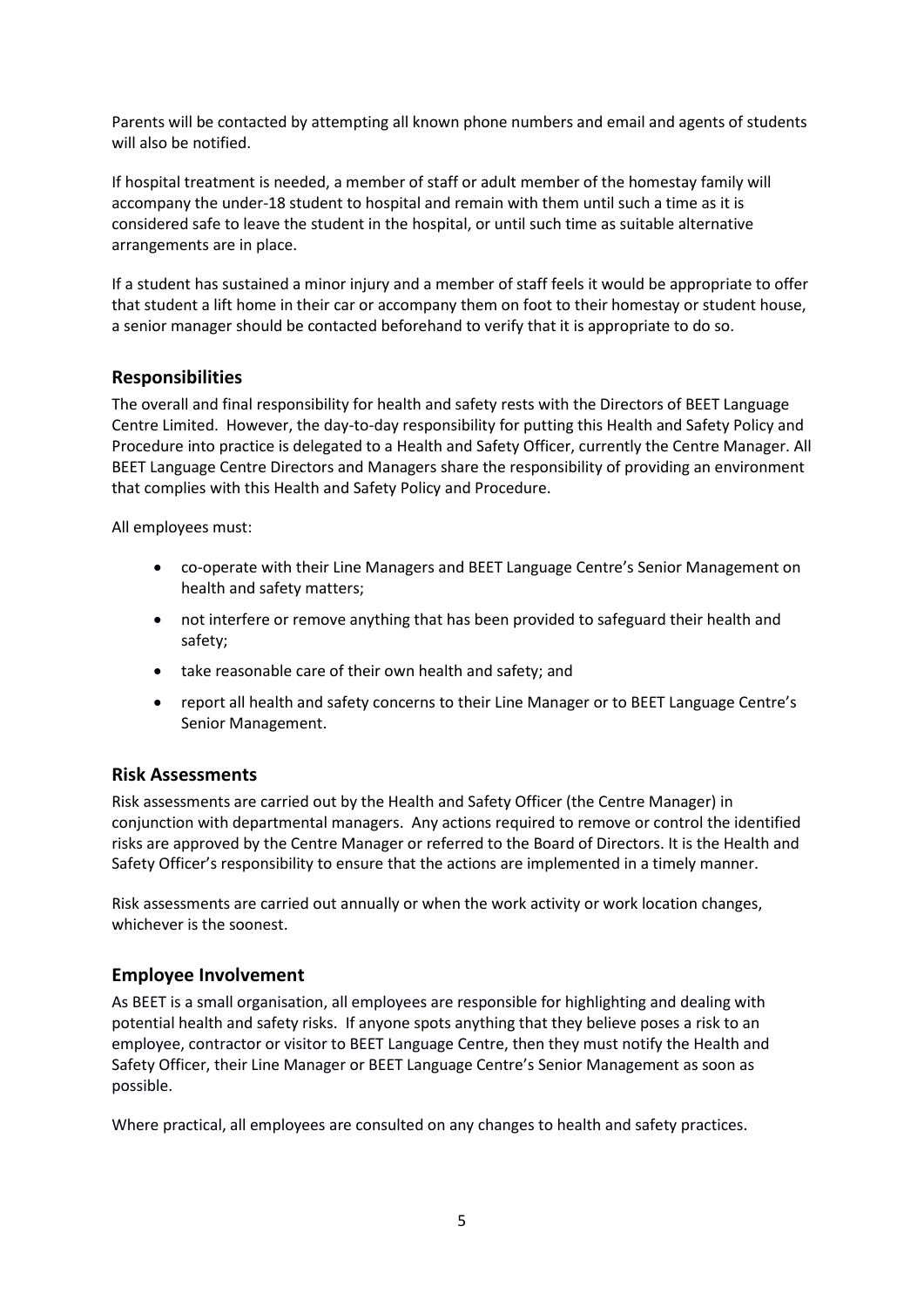Parents will be contacted by attempting all known phone numbers and email and agents of students will also be notified.

If hospital treatment is needed, a member of staff or adult member of the homestay family will accompany the under-18 student to hospital and remain with them until such a time as it is considered safe to leave the student in the hospital, or until such time as suitable alternative arrangements are in place.

If a student has sustained a minor injury and a member of staff feels it would be appropriate to offer that student a lift home in their car or accompany them on foot to their homestay or student house, a senior manager should be contacted beforehand to verify that it is appropriate to do so.

## Responsibilities

The overall and final responsibility for health and safety rests with the Directors of BEET Language Centre Limited. However, the day-to-day responsibility for putting this Health and Safety Policy and Procedure into practice is delegated to a Health and Safety Officer, currently the Centre Manager. All BEET Language Centre Directors and Managers share the responsibility of providing an environment that complies with this Health and Safety Policy and Procedure.

All employees must:

- co-operate with their Line Managers and BEET Language Centre's Senior Management on health and safety matters;
- not interfere or remove anything that has been provided to safeguard their health and safety;
- take reasonable care of their own health and safety; and
- report all health and safety concerns to their Line Manager or to BEET Language Centre's Senior Management.

## Risk Assessments

Risk assessments are carried out by the Health and Safety Officer (the Centre Manager) in conjunction with departmental managers. Any actions required to remove or control the identified risks are approved by the Centre Manager or referred to the Board of Directors. It is the Health and Safety Officer's responsibility to ensure that the actions are implemented in a timely manner.

Risk assessments are carried out annually or when the work activity or work location changes, whichever is the soonest.

## Employee Involvement

As BEET is a small organisation, all employees are responsible for highlighting and dealing with potential health and safety risks. If anyone spots anything that they believe poses a risk to an employee, contractor or visitor to BEET Language Centre, then they must notify the Health and Safety Officer, their Line Manager or BEET Language Centre's Senior Management as soon as possible.

Where practical, all employees are consulted on any changes to health and safety practices.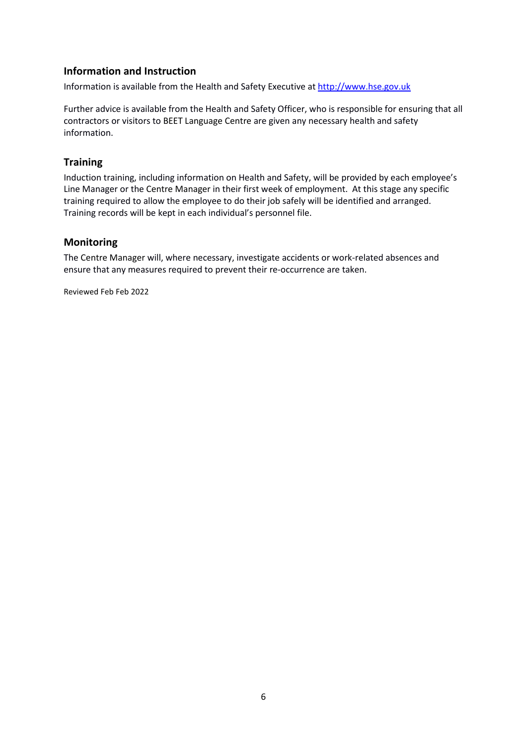## Information and Instruction

Information is available from the Health and Safety Executive at http://www.hse.gov.uk

Further advice is available from the Health and Safety Officer, who is responsible for ensuring that all contractors or visitors to BEET Language Centre are given any necessary health and safety information.

## Training

Induction training, including information on Health and Safety, will be provided by each employee's Line Manager or the Centre Manager in their first week of employment. At this stage any specific training required to allow the employee to do their job safely will be identified and arranged. Training records will be kept in each individual's personnel file.

## Monitoring

The Centre Manager will, where necessary, investigate accidents or work-related absences and ensure that any measures required to prevent their re-occurrence are taken.

Reviewed Feb Feb 2022